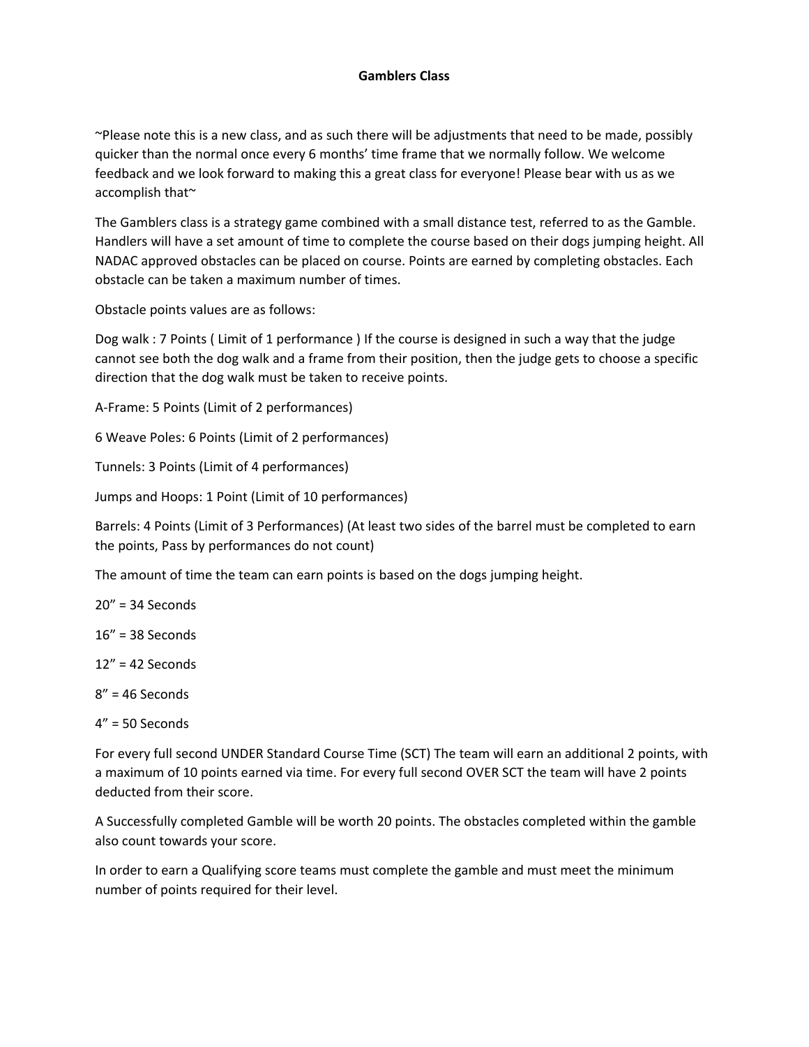# Gamblers Class

~Please note this is a new class, and as such there will be adjustments that need to be made, possibly quicker than the normal once every 6 months' time frame that we normally follow. We welcome feedback and we look forward to making this a great class for everyone! Please bear with us as we accomplish that~

The Gamblers class is a strategy game combined with a small distance test, referred to as the Gamble. Handlers will have a set amount of time to complete the course based on their dogs jumping height. All NADAC approved obstacles can be placed on course. Points are earned by completing obstacles. Each obstacle can be taken a maximum number of times.

Obstacle points values are as follows:

Dog walk : 7 Points ( Limit of 1 performance ) If the course is designed in such a way that the judge cannot see both the dog walk and a frame from their position, then the judge gets to choose a specific direction that the dog walk must be taken to receive points.

A-Frame: 5 Points (Limit of 2 performances)

6 Weave Poles: 6 Points (Limit of 2 performances)

Tunnels: 3 Points (Limit of 4 performances)

Jumps and Hoops: 1 Point (Limit of 10 performances)

Barrels: 4 Points (Limit of 3 Performances) (At least two sides of the barrel must be completed to earn the points, Pass by performances do not count)

The amount of time the team can earn points is based on the dogs jumping height.

20" = 34 Seconds

16" = 38 Seconds

12" = 42 Seconds

8" = 46 Seconds

4" = 50 Seconds

For every full second UNDER Standard Course Time (SCT) The team will earn an additional 2 points, with a maximum of 10 points earned via time. For every full second OVER SCT the team will have 2 points deducted from their score.

A Successfully completed Gamble will be worth 20 points. The obstacles completed within the gamble also count towards your score.

In order to earn a Qualifying score teams must complete the gamble and must meet the minimum number of points required for their level.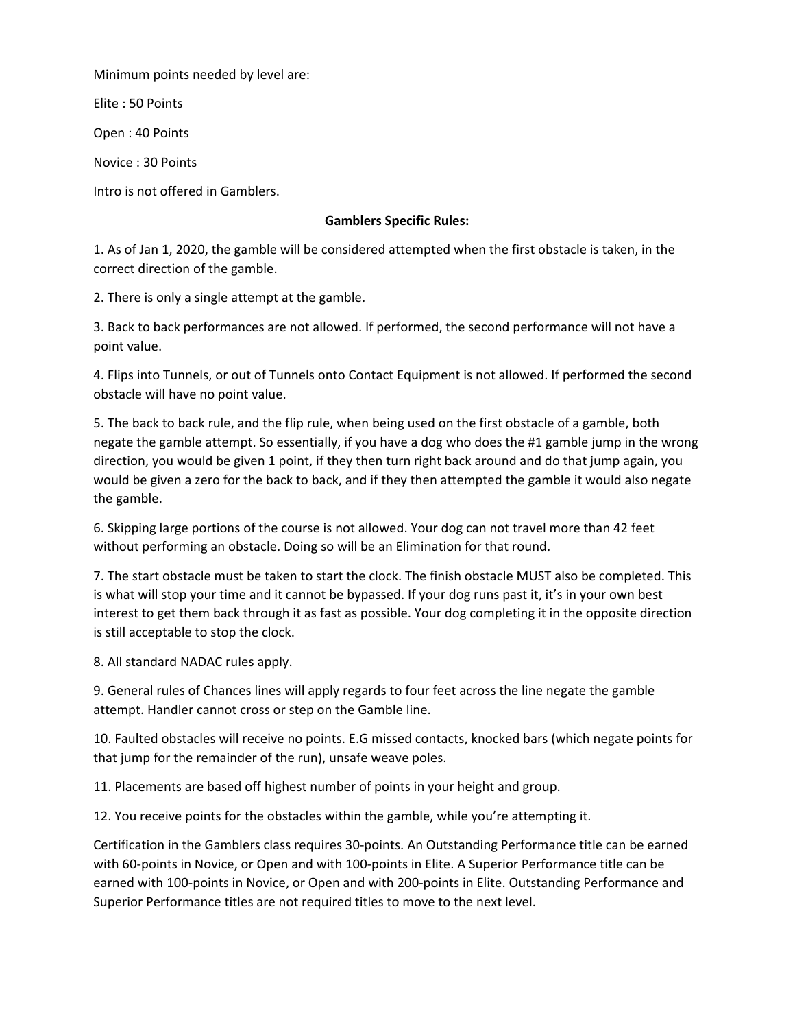Minimum points needed by level are:

Elite : 50 Points

Open : 40 Points

Novice : 30 Points

Intro is not offered in Gamblers.

**Gamblers Specific Rules:**

1. As of Jan 1, 2020, the gamble will be considered attempted when the first obstacle is taken, in the correct direction of the gamble.

2. There is only a single attempt at the gamble.

3. Back to back performances are not allowed. If performed, the second performance will not have a point value.

4. Flips into Tunnels, or out of Tunnels onto Contact Equipment is not allowed. If performed the second obstacle will have no point value.

5. The back to back rule, and the flip rule, when being used on the first obstacle of a gamble, both negate the gamble attempt. So essentially, if you have a dog who does the #1 gamble jump in the wrong direction, you would be given 1 point, if they then turn right back around and do that jump again, you would be given a zero for the back to back, and if they then attempted the gamble it would also negate the gamble.

6. Skipping large portions of the course is not allowed. Your dog can not travel more than 42 feet without performing an obstacle. Doing so will be an Elimination for that round.

7. The start obstacle must be taken to start the clock. The finish obstacle MUST also be completed. This is what will stop your time and it cannot be bypassed. If your dog runs past it, it's in your own best interest to get them back through it as fast as possible. Your dog completing it in the opposite direction is still acceptable to stop the clock.

8. All standard NADAC rules apply.

9. General rules of Chances lines will apply regards to four feet across the line negate the gamble attempt. Handler cannot cross or step on the Gamble line.

10. Faulted obstacles will receive no points. E.G missed contacts, knocked bars (which negate points for that jump for the remainder of the run), unsafe weave poles.

11. Placements are based off highest number of points in your height and group.

12. You receive points for the obstacles within the gamble, while you're attempting it.

Certification in the Gamblers class requires 30-points. An Outstanding Performance title can be earned with 60-points in Novice, or Open and with 100-points in Elite. A Superior Performance title can be earned with 100-points in Novice, or Open and with 200-points in Elite. Outstanding Performance and Superior Performance titles are not required titles to move to the next level.